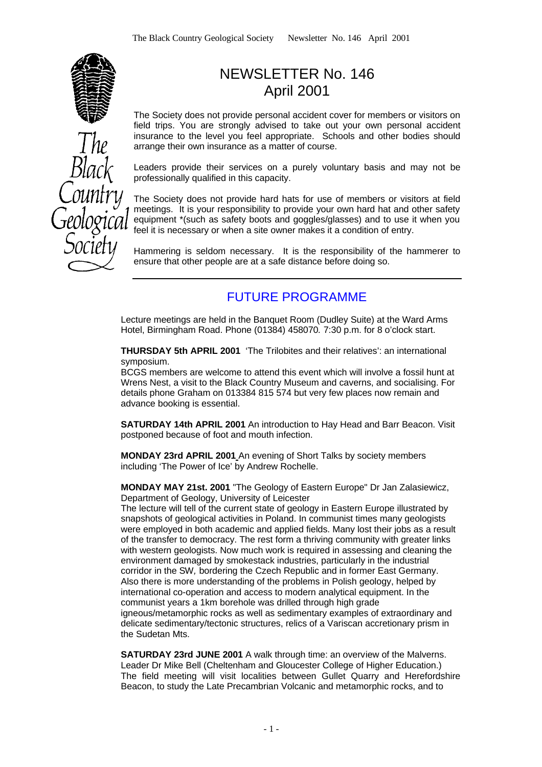# NEWSLETTER No. 146
## April 2001

The Society does not provide personal accident cover for members or visitors on field trips. You are strongly advised to take out your own personal accident insurance to the level you feel appropriate. Schools and other bodies should arrange their own insurance as a matter of course.

Leaders provide their services on a purely voluntary basis and may not be professionally qualified in this capacity.

The Society does not provide hard hats for use of members or visitors at field meetings. It is your responsibility to provide your own hard hat and other safety equipment *(such as safety boots and goggles/glasses) and to use it when you feel it is necessary or when a site owner makes it a condition of entry.

Hammering is seldom necessary. It is the responsibility of the hammerer to ensure that other people are at a safe distance before doing so.

---

## FUTURE PROGRAMME

Lecture meetings are held in the Banquet Room (Dudley Suite) at the Ward Arms Hotel, Birmingham Road. Phone (01384) 458070. 7:30 p.m. for 8 o'clock start.

**THURSDAY 5th APRIL 2001** 'The Trilobites and their relatives': an international symposium.
BCGS members are welcome to attend this event which will involve a fossil hunt at Wrens Nest, a visit to the Black Country Museum and caverns, and socialising. For details phone Graham on 013384 815 574 but very few places now remain and advance booking is essential.

**SATURDAY 14th APRIL 2001** An introduction to Hay Head and Barr Beacon. Visit postponed because of foot and mouth infection.

**MONDAY 23rd APRIL 2001** An evening of Short Talks by society members including 'The Power of Ice' by Andrew Rochelle.

**MONDAY MAY 21st. 2001** "The Geology of Eastern Europe" Dr Jan Zalasiewicz, Department of Geology, University of Leicester
The lecture will tell of the current state of geology in Eastern Europe illustrated by snapshots of geological activities in Poland. In communist times many geologists were employed in both academic and applied fields. Many lost their jobs as a result of the transfer to democracy. The rest form a thriving community with greater links with western geologists. Now much work is required in assessing and cleaning the environment damaged by smokestack industries, particularly in the industrial corridor in the SW, bordering the Czech Republic and in former East Germany. Also there is more understanding of the problems in Polish geology, helped by international co-operation and access to modern analytical equipment. In the communist years a 1km borehole was drilled through high grade igneous/metamorphic rocks as well as sedimentary examples of extraordinary and delicate sedimentary/tectonic structures, relics of a Variscan accretionary prism in the Sudetan Mts.

**SATURDAY 23rd JUNE 2001** A walk through time: an overview of the Malverns. Leader Dr Mike Bell (Cheltenham and Gloucester College of Higher Education.)
The field meeting will visit localities between Gullet Quarry and Herefordshire Beacon, to study the Late Precambrian Volcanic and metamorphic rocks, and to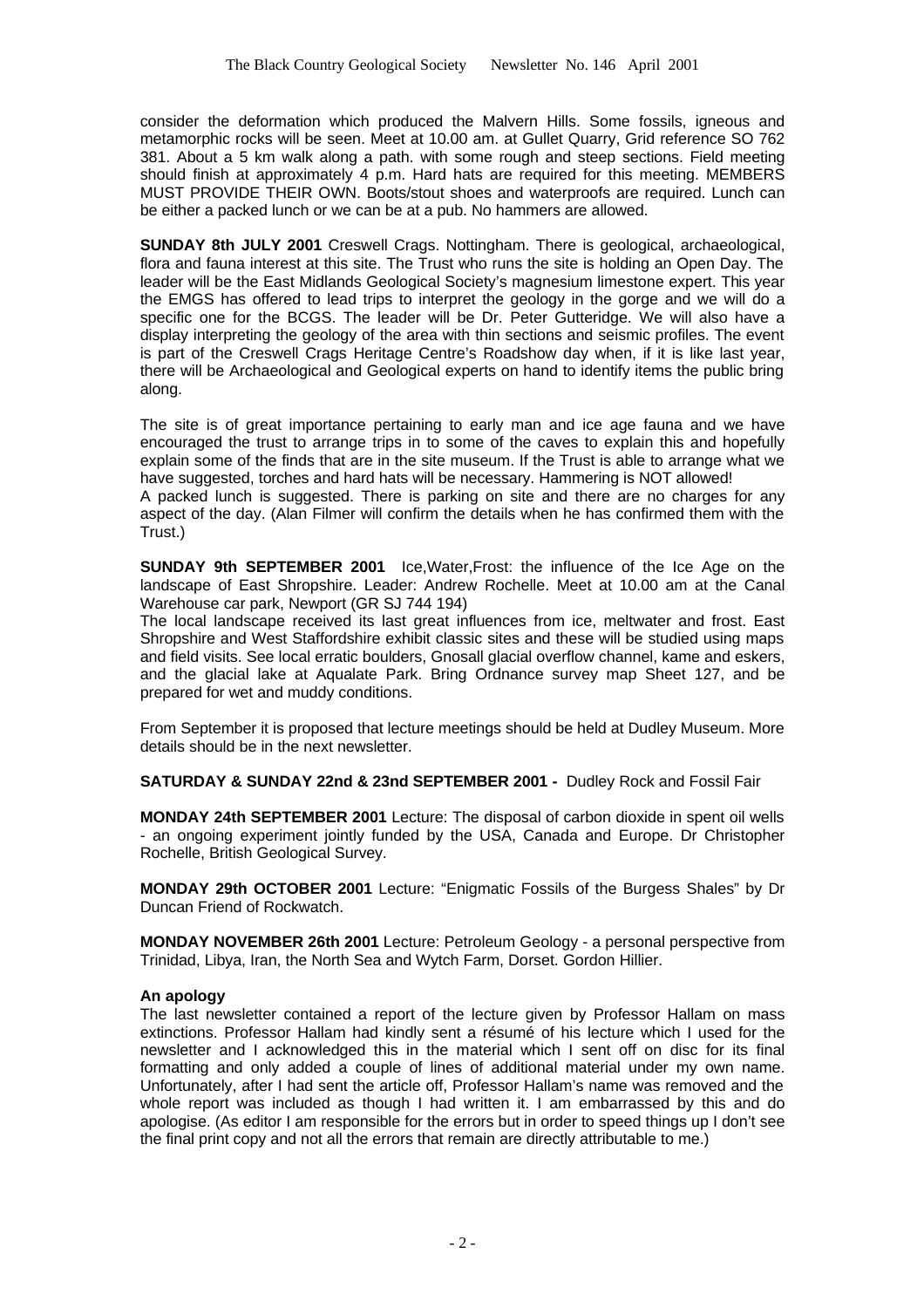consider the deformation which produced the Malvern Hills. Some fossils, igneous and metamorphic rocks will be seen. Meet at 10.00 am. at Gullet Quarry, Grid reference SO 762 381. About a 5 km walk along a path. with some rough and steep sections. Field meeting should finish at approximately 4 p.m. Hard hats are required for this meeting. MEMBERS MUST PROVIDE THEIR OWN. Boots/stout shoes and waterproofs are required. Lunch can be either a packed lunch or we can be at a pub. No hammers are allowed.

**SUNDAY 8th JULY 2001** Creswell Crags. Nottingham. There is geological, archaeological, flora and fauna interest at this site. The Trust who runs the site is holding an Open Day. The leader will be the East Midlands Geological Society's magnesium limestone expert. This year the EMGS has offered to lead trips to interpret the geology in the gorge and we will do a specific one for the BCGS. The leader will be Dr. Peter Gutteridge. We will also have a display interpreting the geology of the area with thin sections and seismic profiles. The event is part of the Creswell Crags Heritage Centre's Roadshow day when, if it is like last year, there will be Archaeological and Geological experts on hand to identify items the public bring along.

The site is of great importance pertaining to early man and ice age fauna and we have encouraged the trust to arrange trips in to some of the caves to explain this and hopefully explain some of the finds that are in the site museum. If the Trust is able to arrange what we have suggested, torches and hard hats will be necessary. Hammering is NOT allowed!
A packed lunch is suggested. There is parking on site and there are no charges for any aspect of the day. (Alan Filmer will confirm the details when he has confirmed them with the Trust.)

**SUNDAY 9th SEPTEMBER 2001** Ice,Water,Frost: the influence of the Ice Age on the landscape of East Shropshire. Leader: Andrew Rochelle. Meet at 10.00 am at the Canal Warehouse car park, Newport (GR SJ 744 194)
The local landscape received its last great influences from ice, meltwater and frost. East Shropshire and West Staffordshire exhibit classic sites and these will be studied using maps and field visits. See local erratic boulders, Gnosall glacial overflow channel, kame and eskers, and the glacial lake at Aqualate Park. Bring Ordnance survey map Sheet 127, and be prepared for wet and muddy conditions.

From September it is proposed that lecture meetings should be held at Dudley Museum. More details should be in the next newsletter.

**SATURDAY & SUNDAY 22nd & 23nd SEPTEMBER 2001 -** Dudley Rock and Fossil Fair

**MONDAY 24th SEPTEMBER 2001** Lecture: The disposal of carbon dioxide in spent oil wells - an ongoing experiment jointly funded by the USA, Canada and Europe. Dr Christopher Rochelle, British Geological Survey.

**MONDAY 29th OCTOBER 2001** Lecture: "Enigmatic Fossils of the Burgess Shales" by Dr Duncan Friend of Rockwatch.

**MONDAY NOVEMBER 26th 2001** Lecture: Petroleum Geology - a personal perspective from Trinidad, Libya, Iran, the North Sea and Wytch Farm, Dorset. Gordon Hillier.

**An apology**

The last newsletter contained a report of the lecture given by Professor Hallam on mass extinctions. Professor Hallam had kindly sent a résumé of his lecture which I used for the newsletter and I acknowledged this in the material which I sent off on disc for its final formatting and only added a couple of lines of additional material under my own name. Unfortunately, after I had sent the article off, Professor Hallam's name was removed and the whole report was included as though I had written it. I am embarrassed by this and do apologise. (As editor I am responsible for the errors but in order to speed things up I don't see the final print copy and not all the errors that remain are directly attributable to me.)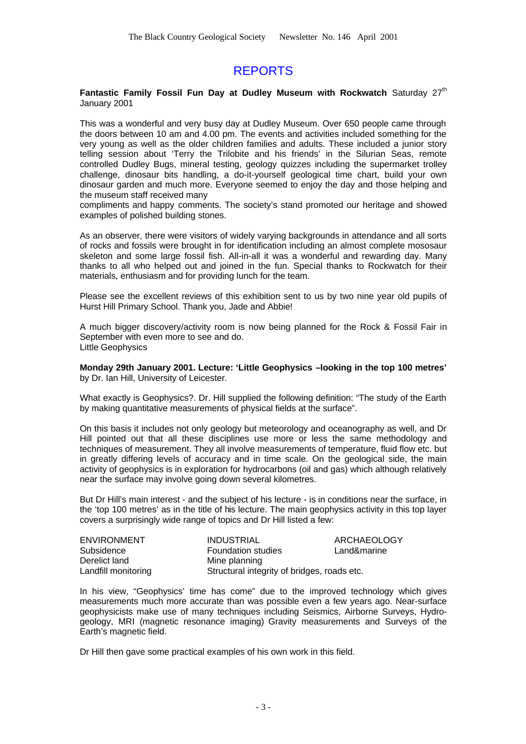# REPORTS

**Fantastic Family Fossil Fun Day at Dudley Museum with Rockwatch** Saturday 27th January 2001

This was a wonderful and very busy day at Dudley Museum. Over 650 people came through the doors between 10 am and 4.00 pm. The events and activities included something for the very young as well as the older children families and adults. These included a junior story telling session about 'Terry the Trilobite and his friends' in the Silurian Seas, remote controlled Dudley Bugs, mineral testing, geology quizzes including the supermarket trolley challenge, dinosaur bits handling, a do-it-yourself geological time chart, build your own dinosaur garden and much more. Everyone seemed to enjoy the day and those helping and the museum staff received many
compliments and happy comments. The society's stand promoted our heritage and showed examples of polished building stones.

As an observer, there were visitors of widely varying backgrounds in attendance and all sorts of rocks and fossils were brought in for identification including an almost complete mososaur skeleton and some large fossil fish. All-in-all it was a wonderful and rewarding day. Many thanks to all who helped out and joined in the fun. Special thanks to Rockwatch for their materials, enthusiasm and for providing lunch for the team.

Please see the excellent reviews of this exhibition sent to us by two nine year old pupils of Hurst Hill Primary School. Thank you, Jade and Abbie!

A much bigger discovery/activity room is now being planned for the Rock & Fossil Fair in September with even more to see and do.
Little Geophysics

**Monday 29th January 2001. Lecture: 'Little Geophysics –looking in the top 100 metres'** by Dr. Ian Hill, University of Leicester.

What exactly is Geophysics?. Dr. Hill supplied the following definition: "The study of the Earth by making quantitative measurements of physical fields at the surface".

On this basis it includes not only geology but meteorology and oceanography as well, and Dr Hill pointed out that all these disciplines use more or less the same methodology and techniques of measurement. They all involve measurements of temperature, fluid flow etc. but in greatly differing levels of accuracy and in time scale. On the geological side, the main activity of geophysics is in exploration for hydrocarbons (oil and gas) which although relatively near the surface may involve going down several kilometres.

But Dr Hill's main interest - and the subject of his lecture - is in conditions near the surface, in the 'top 100 metres' as in the title of his lecture. The main geophysics activity in this top layer covers a surprisingly wide range of topics and Dr Hill listed a few:

| ENVIRONMENT | INDUSTRIAL | ARCHAEOLOGY |
|---|---|---|
| Subsidence | Foundation studies | Land&marine |
| Derelict land | Mine planning | |
| Landfill monitoring | Structural integrity of bridges, roads etc. | |

In his view, "Geophysics' time has come" due to the improved technology which gives measurements much more accurate than was possible even a few years ago. Near-surface geophysicists make use of many techniques including Seismics, Airborne Surveys, Hydro-geology, MRI (magnetic resonance imaging) Gravity measurements and Surveys of the Earth's magnetic field.

Dr Hill then gave some practical examples of his own work in this field.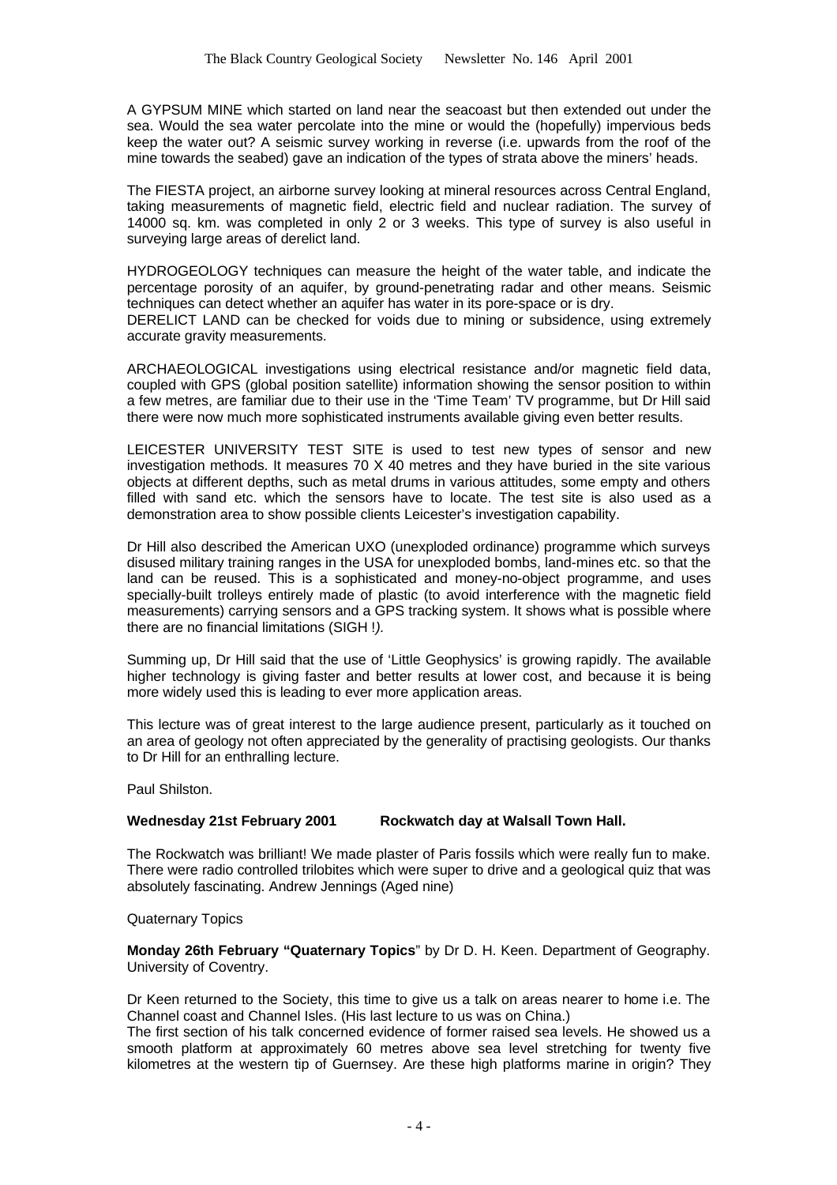A GYPSUM MINE which started on land near the seacoast but then extended out under the sea. Would the sea water percolate into the mine or would the (hopefully) impervious beds keep the water out? A seismic survey working in reverse (i.e. upwards from the roof of the mine towards the seabed) gave an indication of the types of strata above the miners' heads.

The FIESTA project, an airborne survey looking at mineral resources across Central England, taking measurements of magnetic field, electric field and nuclear radiation. The survey of 14000 sq. km. was completed in only 2 or 3 weeks. This type of survey is also useful in surveying large areas of derelict land.

HYDROGEOLOGY techniques can measure the height of the water table, and indicate the percentage porosity of an aquifer, by ground-penetrating radar and other means. Seismic techniques can detect whether an aquifer has water in its pore-space or is dry.
DERELICT LAND can be checked for voids due to mining or subsidence, using extremely accurate gravity measurements.

ARCHAEOLOGICAL investigations using electrical resistance and/or magnetic field data, coupled with GPS (global position satellite) information showing the sensor position to within a few metres, are familiar due to their use in the 'Time Team' TV programme, but Dr Hill said there were now much more sophisticated instruments available giving even better results.

LEICESTER UNIVERSITY TEST SITE is used to test new types of sensor and new investigation methods. It measures 70 X 40 metres and they have buried in the site various objects at different depths, such as metal drums in various attitudes, some empty and others filled with sand etc. which the sensors have to locate. The test site is also used as a demonstration area to show possible clients Leicester's investigation capability.

Dr Hill also described the American UXO (unexploded ordinance) programme which surveys disused military training ranges in the USA for unexploded bombs, land-mines etc. so that the land can be reused. This is a sophisticated and money-no-object programme, and uses specially-built trolleys entirely made of plastic (to avoid interference with the magnetic field measurements) carrying sensors and a GPS tracking system. It shows what is possible where there are no financial limitations (SIGH !*).*

Summing up, Dr Hill said that the use of 'Little Geophysics' is growing rapidly. The available higher technology is giving faster and better results at lower cost, and because it is being more widely used this is leading to ever more application areas.

This lecture was of great interest to the large audience present, particularly as it touched on an area of geology not often appreciated by the generality of practising geologists. Our thanks to Dr Hill for an enthralling lecture.

Paul Shilston.

**Wednesday 21st February 2001 Rockwatch day at Walsall Town Hall.**

The Rockwatch was brilliant! We made plaster of Paris fossils which were really fun to make. There were radio controlled trilobites which were super to drive and a geological quiz that was absolutely fascinating. Andrew Jennings (Aged nine)

Quaternary Topics

**Monday 26th February "Quaternary Topics**" by Dr D. H. Keen. Department of Geography. University of Coventry.

Dr Keen returned to the Society, this time to give us a talk on areas nearer to home i.e. The Channel coast and Channel Isles. (His last lecture to us was on China.)
The first section of his talk concerned evidence of former raised sea levels. He showed us a smooth platform at approximately 60 metres above sea level stretching for twenty five kilometres at the western tip of Guernsey. Are these high platforms marine in origin? They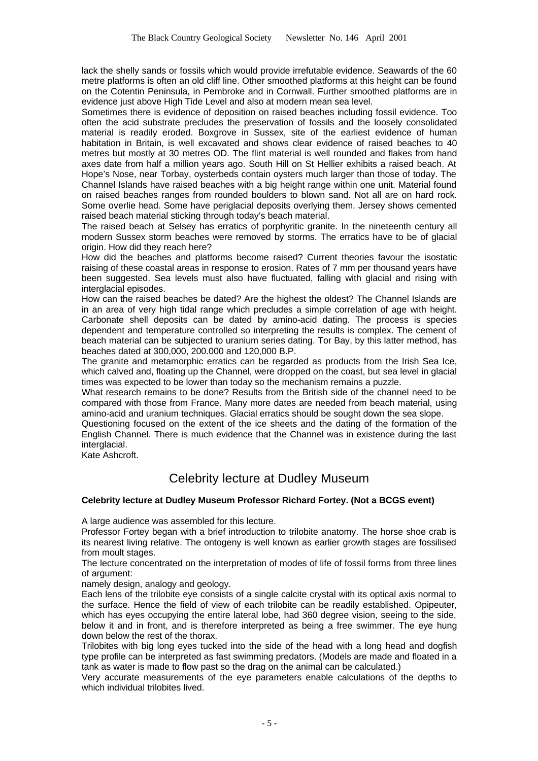lack the shelly sands or fossils which would provide irrefutable evidence. Seawards of the 60 metre platforms is often an old cliff line. Other smoothed platforms at this height can be found on the Cotentin Peninsula, in Pembroke and in Cornwall. Further smoothed platforms are in evidence just above High Tide Level and also at modern mean sea level.

Sometimes there is evidence of deposition on raised beaches including fossil evidence. Too often the acid substrate precludes the preservation of fossils and the loosely consolidated material is readily eroded. Boxgrove in Sussex, site of the earliest evidence of human habitation in Britain, is well excavated and shows clear evidence of raised beaches to 40 metres but mostly at 30 metres OD. The flint material is well rounded and flakes from hand axes date from half a million years ago. South Hill on St Hellier exhibits a raised beach. At Hope's Nose, near Torbay, oysterbeds contain oysters much larger than those of today. The Channel Islands have raised beaches with a big height range within one unit. Material found on raised beaches ranges from rounded boulders to blown sand. Not all are on hard rock. Some overlie head. Some have periglacial deposits overlying them. Jersey shows cemented raised beach material sticking through today's beach material.

The raised beach at Selsey has erratics of porphyritic granite. In the nineteenth century all modern Sussex storm beaches were removed by storms. The erratics have to be of glacial origin. How did they reach here?

How did the beaches and platforms become raised? Current theories favour the isostatic raising of these coastal areas in response to erosion. Rates of 7 mm per thousand years have been suggested. Sea levels must also have fluctuated, falling with glacial and rising with interglacial episodes.

How can the raised beaches be dated? Are the highest the oldest? The Channel Islands are in an area of very high tidal range which precludes a simple correlation of age with height. Carbonate shell deposits can be dated by amino-acid dating. The process is species dependent and temperature controlled so interpreting the results is complex. The cement of beach material can be subjected to uranium series dating. Tor Bay, by this latter method, has beaches dated at 300,000, 200.000 and 120,000 B.P.

The granite and metamorphic erratics can be regarded as products from the Irish Sea Ice, which calved and, floating up the Channel, were dropped on the coast, but sea level in glacial times was expected to be lower than today so the mechanism remains a puzzle.

What research remains to be done? Results from the British side of the channel need to be compared with those from France. Many more dates are needed from beach material, using amino-acid and uranium techniques. Glacial erratics should be sought down the sea slope.

Questioning focused on the extent of the ice sheets and the dating of the formation of the English Channel. There is much evidence that the Channel was in existence during the last interglacial.

Kate Ashcroft.

# Celebrity lecture at Dudley Museum

**Celebrity lecture at Dudley Museum Professor Richard Fortey. (Not a BCGS event)**

A large audience was assembled for this lecture.

Professor Fortey began with a brief introduction to trilobite anatomy. The horse shoe crab is its nearest living relative. The ontogeny is well known as earlier growth stages are fossilised from moult stages.

The lecture concentrated on the interpretation of modes of life of fossil forms from three lines of argument:

namely design, analogy and geology.

Each lens of the trilobite eye consists of a single calcite crystal with its optical axis normal to the surface. Hence the field of view of each trilobite can be readily established. Opipeuter, which has eyes occupying the entire lateral lobe, had 360 degree vision, seeing to the side, below it and in front, and is therefore interpreted as being a free swimmer. The eye hung down below the rest of the thorax.

Trilobites with big long eyes tucked into the side of the head with a long head and dogfish type profile can be interpreted as fast swimming predators. (Models are made and floated in a tank as water is made to flow past so the drag on the animal can be calculated.)

Very accurate measurements of the eye parameters enable calculations of the depths to which individual trilobites lived.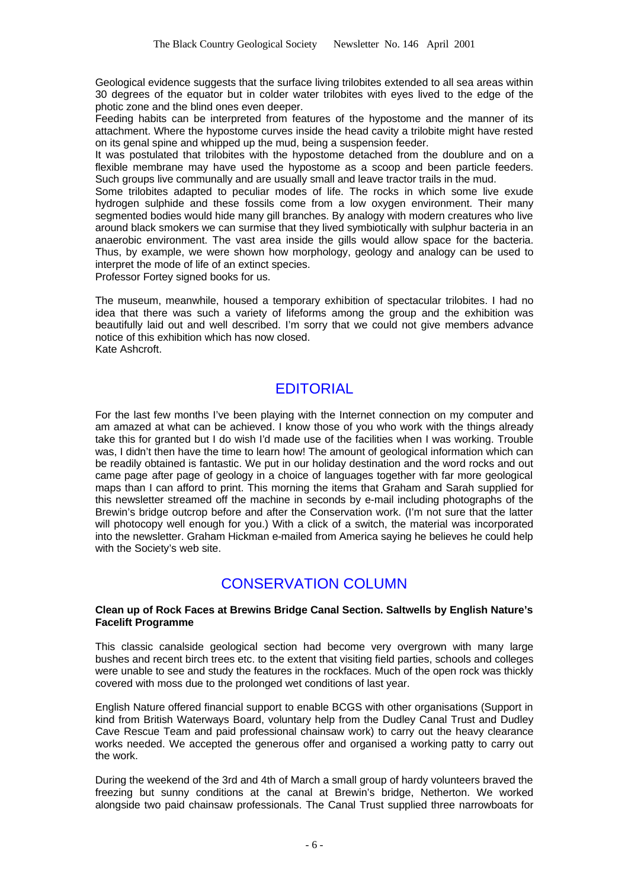Geological evidence suggests that the surface living trilobites extended to all sea areas within 30 degrees of the equator but in colder water trilobites with eyes lived to the edge of the photic zone and the blind ones even deeper.
Feeding habits can be interpreted from features of the hypostome and the manner of its attachment. Where the hypostome curves inside the head cavity a trilobite might have rested on its genal spine and whipped up the mud, being a suspension feeder.
It was postulated that trilobites with the hypostome detached from the doublure and on a flexible membrane may have used the hypostome as a scoop and been particle feeders. Such groups live communally and are usually small and leave tractor trails in the mud.
Some trilobites adapted to peculiar modes of life. The rocks in which some live exude hydrogen sulphide and these fossils come from a low oxygen environment. Their many segmented bodies would hide many gill branches. By analogy with modern creatures who live around black smokers we can surmise that they lived symbiotically with sulphur bacteria in an anaerobic environment. The vast area inside the gills would allow space for the bacteria. Thus, by example, we were shown how morphology, geology and analogy can be used to interpret the mode of life of an extinct species.
Professor Fortey signed books for us.

The museum, meanwhile, housed a temporary exhibition of spectacular trilobites. I had no idea that there was such a variety of lifeforms among the group and the exhibition was beautifully laid out and well described. I'm sorry that we could not give members advance notice of this exhibition which has now closed.
Kate Ashcroft.

## EDITORIAL

For the last few months I've been playing with the Internet connection on my computer and am amazed at what can be achieved. I know those of you who work with the things already take this for granted but I do wish I'd made use of the facilities when I was working. Trouble was, I didn't then have the time to learn how! The amount of geological information which can be readily obtained is fantastic. We put in our holiday destination and the word rocks and out came page after page of geology in a choice of languages together with far more geological maps than I can afford to print. This morning the items that Graham and Sarah supplied for this newsletter streamed off the machine in seconds by e-mail including photographs of the Brewin's bridge outcrop before and after the Conservation work. (I'm not sure that the latter will photocopy well enough for you.) With a click of a switch, the material was incorporated into the newsletter. Graham Hickman e-mailed from America saying he believes he could help with the Society's web site.

## CONSERVATION COLUMN

**Clean up of Rock Faces at Brewins Bridge Canal Section. Saltwells by English Nature's Facelift Programme**

This classic canalside geological section had become very overgrown with many large bushes and recent birch trees etc. to the extent that visiting field parties, schools and colleges were unable to see and study the features in the rockfaces. Much of the open rock was thickly covered with moss due to the prolonged wet conditions of last year.

English Nature offered financial support to enable BCGS with other organisations (Support in kind from British Waterways Board, voluntary help from the Dudley Canal Trust and Dudley Cave Rescue Team and paid professional chainsaw work) to carry out the heavy clearance works needed. We accepted the generous offer and organised a working patty to carry out the work.

During the weekend of the 3rd and 4th of March a small group of hardy volunteers braved the freezing but sunny conditions at the canal at Brewin's bridge, Netherton. We worked alongside two paid chainsaw professionals. The Canal Trust supplied three narrowboats for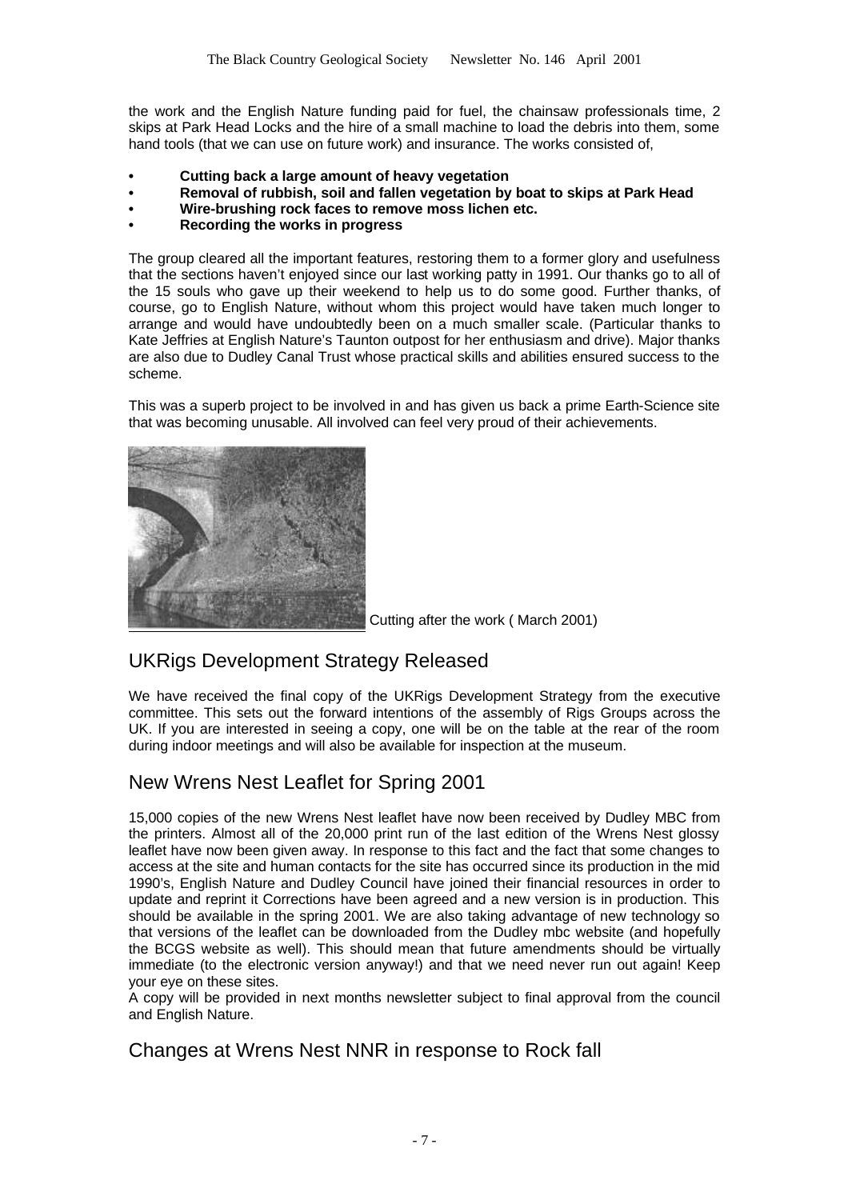the work and the English Nature funding paid for fuel, the chainsaw professionals time, 2 skips at Park Head Locks and the hire of a small machine to load the debris into them, some hand tools (that we can use on future work) and insurance. The works consisted of,

- **Cutting back a large amount of heavy vegetation**
- **Removal of rubbish, soil and fallen vegetation by boat to skips at Park Head**
- **Wire-brushing rock faces to remove moss lichen etc.**
- **Recording the works in progress**

The group cleared all the important features, restoring them to a former glory and usefulness that the sections haven't enjoyed since our last working patty in 1991. Our thanks go to all of the 15 souls who gave up their weekend to help us to do some good. Further thanks, of course, go to English Nature, without whom this project would have taken much longer to arrange and would have undoubtedly been on a much smaller scale. (Particular thanks to Kate Jeffries at English Nature's Taunton outpost for her enthusiasm and drive). Major thanks are also due to Dudley Canal Trust whose practical skills and abilities ensured success to the scheme.

This was a superb project to be involved in and has given us back a prime Earth-Science site that was becoming unusable. All involved can feel very proud of their achievements.

Cutting after the work ( March 2001)

## UKRigs Development Strategy Released

We have received the final copy of the UKRigs Development Strategy from the executive committee. This sets out the forward intentions of the assembly of Rigs Groups across the UK. If you are interested in seeing a copy, one will be on the table at the rear of the room during indoor meetings and will also be available for inspection at the museum.

## New Wrens Nest Leaflet for Spring 2001

15,000 copies of the new Wrens Nest leaflet have now been received by Dudley MBC from the printers. Almost all of the 20,000 print run of the last edition of the Wrens Nest glossy leaflet have now been given away. In response to this fact and the fact that some changes to access at the site and human contacts for the site has occurred since its production in the mid 1990's, English Nature and Dudley Council have joined their financial resources in order to update and reprint it Corrections have been agreed and a new version is in production. This should be available in the spring 2001. We are also taking advantage of new technology so that versions of the leaflet can be downloaded from the Dudley mbc website (and hopefully the BCGS website as well). This should mean that future amendments should be virtually immediate (to the electronic version anyway!) and that we need never run out again! Keep your eye on these sites.

A copy will be provided in next months newsletter subject to final approval from the council and English Nature.

## Changes at Wrens Nest NNR in response to Rock fall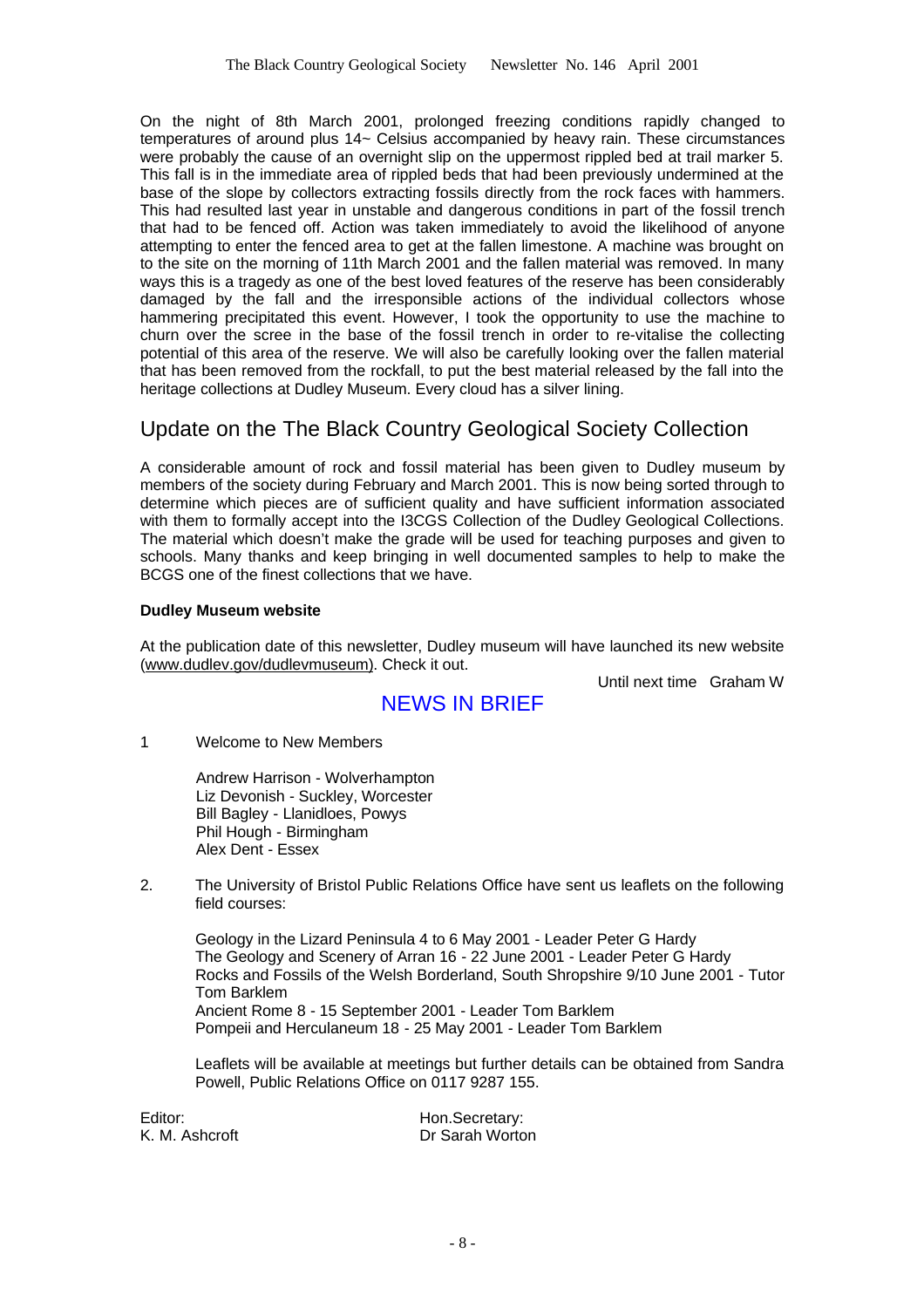On the night of 8th March 2001, prolonged freezing conditions rapidly changed to temperatures of around plus 14~ Celsius accompanied by heavy rain. These circumstances were probably the cause of an overnight slip on the uppermost rippled bed at trail marker 5. This fall is in the immediate area of rippled beds that had been previously undermined at the base of the slope by collectors extracting fossils directly from the rock faces with hammers. This had resulted last year in unstable and dangerous conditions in part of the fossil trench that had to be fenced off. Action was taken immediately to avoid the likelihood of anyone attempting to enter the fenced area to get at the fallen limestone. A machine was brought on to the site on the morning of 11th March 2001 and the fallen material was removed. In many ways this is a tragedy as one of the best loved features of the reserve has been considerably damaged by the fall and the irresponsible actions of the individual collectors whose hammering precipitated this event. However, I took the opportunity to use the machine to churn over the scree in the base of the fossil trench in order to re-vitalise the collecting potential of this area of the reserve. We will also be carefully looking over the fallen material that has been removed from the rockfall, to put the best material released by the fall into the heritage collections at Dudley Museum. Every cloud has a silver lining.

## Update on the The Black Country Geological Society Collection

A considerable amount of rock and fossil material has been given to Dudley museum by members of the society during February and March 2001. This is now being sorted through to determine which pieces are of sufficient quality and have sufficient information associated with them to formally accept into the I3CGS Collection of the Dudley Geological Collections. The material which doesn't make the grade will be used for teaching purposes and given to schools. Many thanks and keep bringing in well documented samples to help to make the BCGS one of the finest collections that we have.

**Dudley Museum website**

At the publication date of this newsletter, Dudley museum will have launched its new website (www.dudlev.gov/dudlevmuseum). Check it out.

Until next time Graham W

## NEWS IN BRIEF

1 Welcome to New Members

Andrew Harrison - Wolverhampton
Liz Devonish - Suckley, Worcester
Bill Bagley - Llanidloes, Powys
Phil Hough - Birmingham
Alex Dent - Essex

2. The University of Bristol Public Relations Office have sent us leaflets on the following field courses:

Geology in the Lizard Peninsula 4 to 6 May 2001 - Leader Peter G Hardy
The Geology and Scenery of Arran 16 - 22 June 2001 - Leader Peter G Hardy
Rocks and Fossils of the Welsh Borderland, South Shropshire 9/10 June 2001 - Tutor Tom Barklem
Ancient Rome 8 - 15 September 2001 - Leader Tom Barklem
Pompeii and Herculaneum 18 - 25 May 2001 - Leader Tom Barklem

Leaflets will be available at meetings but further details can be obtained from Sandra Powell, Public Relations Office on 0117 9287 155.

Editor:
K. M. Ashcroft

Hon.Secretary:
Dr Sarah Worton